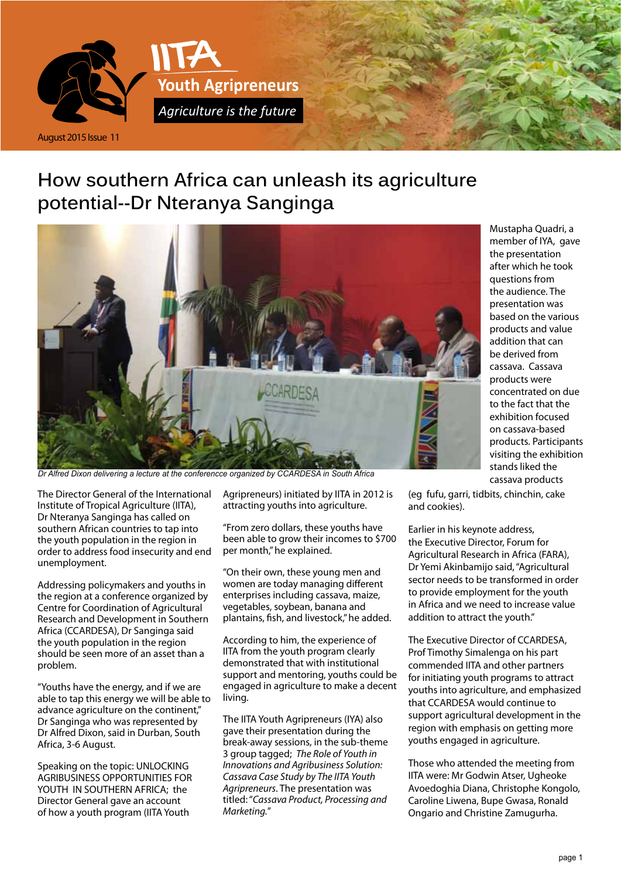IITA Youth Agripreneurs

*Agriculture is the future*

August 2015 Issue 11

# How southern Africa can unleash its agriculture potential--Dr Nteranya Sanginga

*Dr Alfred Dixon delivering a lecture at the conferencce organized by CCARDESA in South Africa*

The Director General of the International Institute of Tropical Agriculture (IITA), Dr Nteranya Sanginga has called on southern African countries to tap into the youth population in the region in order to address food insecurity and end unemployment.

Addressing policymakers and youths in the region at a conference organized by Centre for Coordination of Agricultural Research and Development in Southern Africa (CCARDESA), Dr Sanginga said the youth population in the region should be seen more of an asset than a problem.

"Youths have the energy, and if we are able to tap this energy we will be able to advance agriculture on the continent," Dr Sanginga who was represented by Dr Alfred Dixon, said in Durban, South Africa, 3-6 August.

Speaking on the topic: UNLOCKING AGRIBUSINESS OPPORTUNITIES FOR YOUTH IN SOUTHERN AFRICA; the Director General gave an account of how a youth program (IITA Youth Agripreneurs) initiated by IITA in 2012 is attracting youths into agriculture.

"From zero dollars, these youths have been able to grow their incomes to $700 per month," he explained.

"On their own, these young men and women are today managing different enterprises including cassava, maize, vegetables, soybean, banana and plantains, fish, and livestock," he added.

According to him, the experience of IITA from the youth program clearly demonstrated that with institutional support and mentoring, youths could be engaged in agriculture to make a decent living.

The IITA Youth Agripreneurs (IYA) also gave their presentation during the break-away sessions, in the sub-theme 3 group tagged; *The Role of Youth in Innovations and Agribusiness Solution: Cassava Case Study by The IITA Youth Agripreneurs*. The presentation was titled: "*Cassava Product, Processing and Marketing.*"

Mustapha Quadri, a member of IYA, gave the presentation after which he took questions from the audience. The presentation was based on the various products and value addition that can be derived from cassava. Cassava products were concentrated on due to the fact that the exhibition focused on cassava-based products. Participants visiting the exhibition stands liked the cassava products (eg fufu, garri, tidbits, chinchin, cake and cookies).

Earlier in his keynote address, the Executive Director, Forum for Agricultural Research in Africa (FARA), Dr Yemi Akinbamijo said, "Agricultural sector needs to be transformed in order to provide employment for the youth in Africa and we need to increase value addition to attract the youth."

The Executive Director of CCARDESA, Prof Timothy Simalenga on his part commended IITA and other partners for initiating youth programs to attract youths into agriculture, and emphasized that CCARDESA would continue to support agricultural development in the region with emphasis on getting more youths engaged in agriculture.

Those who attended the meeting from IITA were: Mr Godwin Atser, Ugheoke Avoedoghia Diana, Christophe Kongolo, Caroline Liwena, Bupe Gwasa, Ronald Ongario and Christine Zamugurha.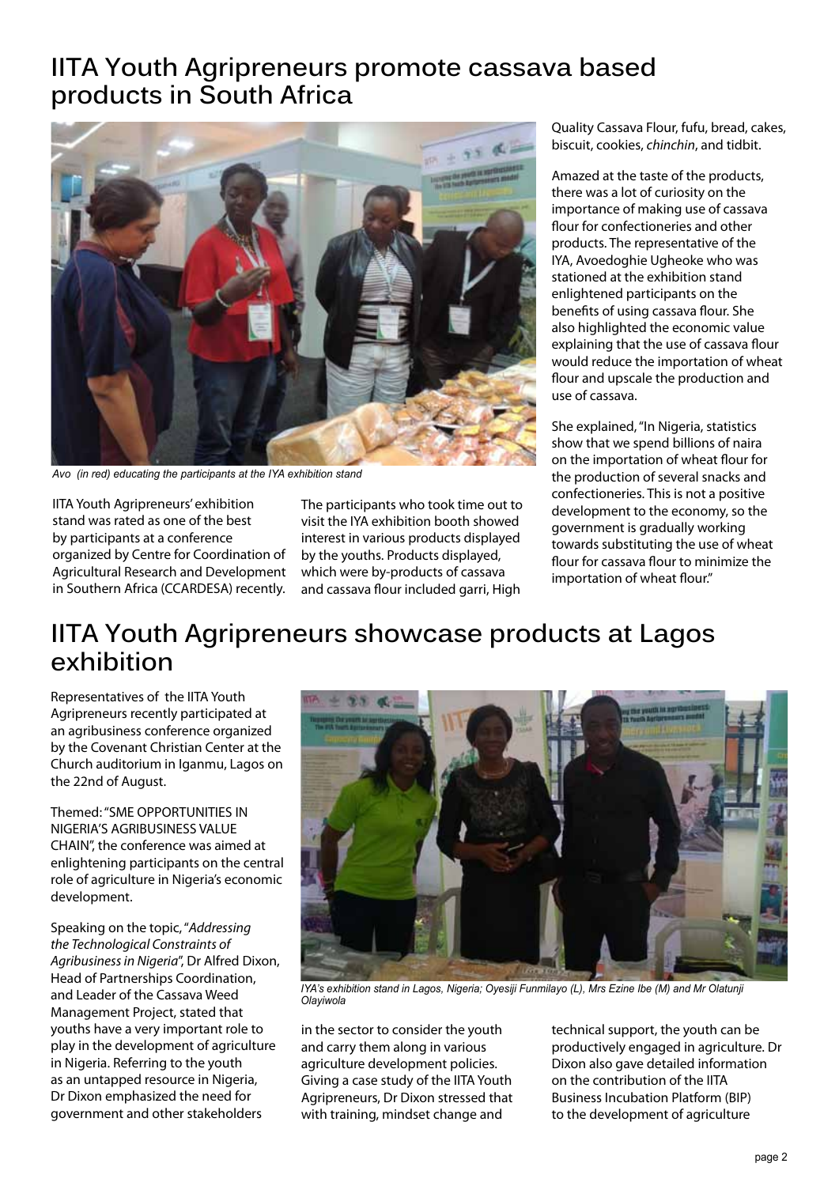## IITA Youth Agripreneurs promote cassava based products in South Africa

*Avo (in red) educating the participants at the IYA exhibition stand*

IITA Youth Agripreneurs' exhibition stand was rated as one of the best by participants at a conference organized by Centre for Coordination of Agricultural Research and Development in Southern Africa (CCARDESA) recently.

The participants who took time out to visit the IYA exhibition booth showed interest in various products displayed by the youths. Products displayed, which were by-products of cassava and cassava flour included garri, High Quality Cassava Flour, fufu, bread, cakes, biscuit, cookies, *chinchin*, and tidbit.

Amazed at the taste of the products, there was a lot of curiosity on the importance of making use of cassava flour for confectioneries and other products. The representative of the IYA, Avoedoghie Ugheoke who was stationed at the exhibition stand enlightened participants on the benefits of using cassava flour. She also highlighted the economic value explaining that the use of cassava flour would reduce the importation of wheat flour and upscale the production and use of cassava.

She explained, "In Nigeria, statistics show that we spend billions of naira on the importation of wheat flour for the production of several snacks and confectioneries. This is not a positive development to the economy, so the government is gradually working towards substituting the use of wheat flour for cassava flour to minimize the importation of wheat flour."

## IITA Youth Agripreneurs showcase products at Lagos exhibition

Representatives of the IITA Youth Agripreneurs recently participated at an agribusiness conference organized by the Covenant Christian Center at the Church auditorium in Iganmu, Lagos on the 22nd of August.

Themed: "SME OPPORTUNITIES IN NIGERIA'S AGRIBUSINESS VALUE CHAIN", the conference was aimed at enlightening participants on the central role of agriculture in Nigeria's economic development.

Speaking on the topic, "*Addressing the Technological Constraints of Agribusiness in Nigeria*", Dr Alfred Dixon, Head of Partnerships Coordination, and Leader of the Cassava Weed Management Project, stated that youths have a very important role to play in the development of agriculture in Nigeria. Referring to the youth as an untapped resource in Nigeria, Dr Dixon emphasized the need for government and other stakeholders in the sector to consider the youth and carry them along in various agriculture development policies. Giving a case study of the IITA Youth Agripreneurs, Dr Dixon stressed that with training, mindset change and technical support, the youth can be productively engaged in agriculture. Dr Dixon also gave detailed information on the contribution of the IITA Business Incubation Platform (BIP) to the development of agriculture

*IYA's exhibition stand in Lagos, Nigeria; Oyesiji Funmilayo (L), Mrs Ezine Ibe (M) and Mr Olatunji Olayiwola*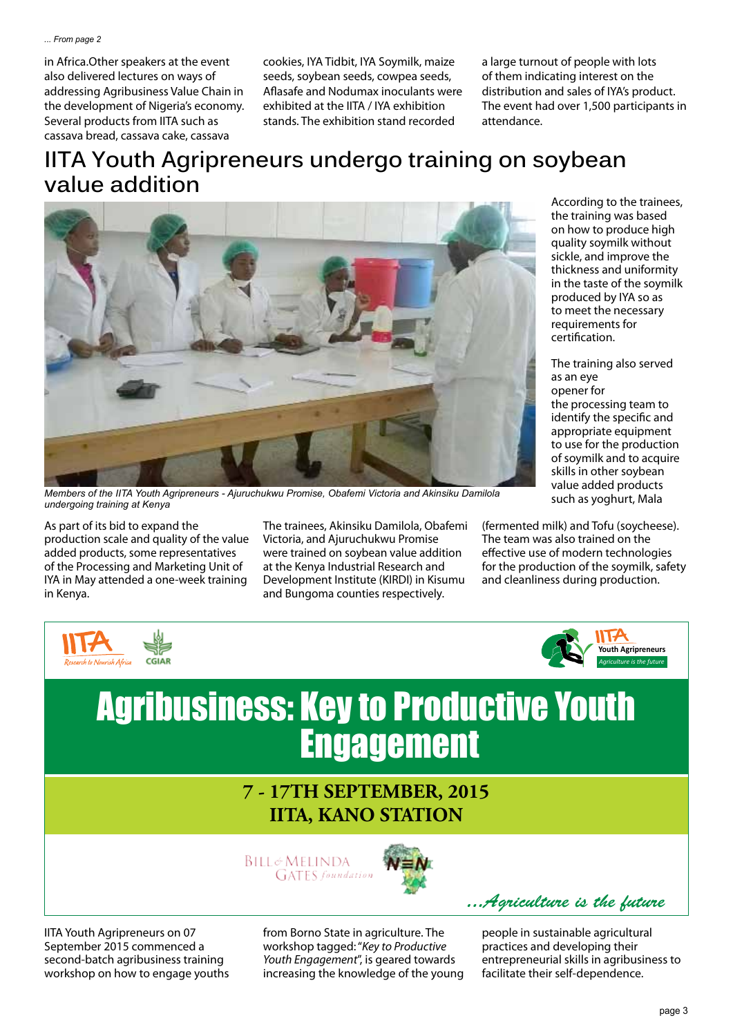*... From page 2*

in Africa.Other speakers at the event also delivered lectures on ways of addressing Agribusiness Value Chain in the development of Nigeria's economy. Several products from IITA such as cassava bread, cassava cake, cassava cookies, IYA Tidbit, IYA Soymilk, maize seeds, soybean seeds, cowpea seeds, Aflasafe and Nodumax inoculants were exhibited at the IITA / IYA exhibition stands. The exhibition stand recorded a large turnout of people with lots of them indicating interest on the distribution and sales of IYA's product. The event had over 1,500 participants in attendance.

# IITA Youth Agripreneurs undergo training on soybean value addition

*Members of the IITA Youth Agripreneurs - Ajuruchukwu Promise, Obafemi Victoria and Akinsiku Damilola undergoing training at Kenya*

As part of its bid to expand the production scale and quality of the value added products, some representatives of the Processing and Marketing Unit of IYA in May attended a one-week training in Kenya.

The trainees, Akinsiku Damilola, Obafemi Victoria, and Ajuruchukwu Promise were trained on soybean value addition at the Kenya Industrial Research and Development Institute (KIRDI) in Kisumu and Bungoma counties respectively.

According to the trainees, the training was based on how to produce high quality soymilk without sickle, and improve the thickness and uniformity in the taste of the soymilk produced by IYA so as to meet the necessary requirements for certification.

The training also served as an eye opener for the processing team to identify the specific and appropriate equipment to use for the production of soymilk and to acquire skills in other soybean value added products such as yoghurt, Mala (fermented milk) and Tofu (soycheese). The team was also trained on the effective use of modern technologies for the production of the soymilk, safety and cleanliness during production.

IITA Research to Nourish Africa | CGIAR | IITA Youth Agripreneurs Agriculture is the future

## Agribusiness: Key to Productive Youth Engagement

**7 - 17TH SEPTEMBER, 2015**
**IITA, KANO STATION**

BILL & MELINDA GATES foundation | N≡N

*...Agriculture is the future*

IITA Youth Agripreneurs on 07 September 2015 commenced a second-batch agribusiness training workshop on how to engage youths from Borno State in agriculture. The workshop tagged: "*Key to Productive Youth Engagement*", is geared towards increasing the knowledge of the young people in sustainable agricultural practices and developing their entrepreneurial skills in agribusiness to facilitate their self-dependence.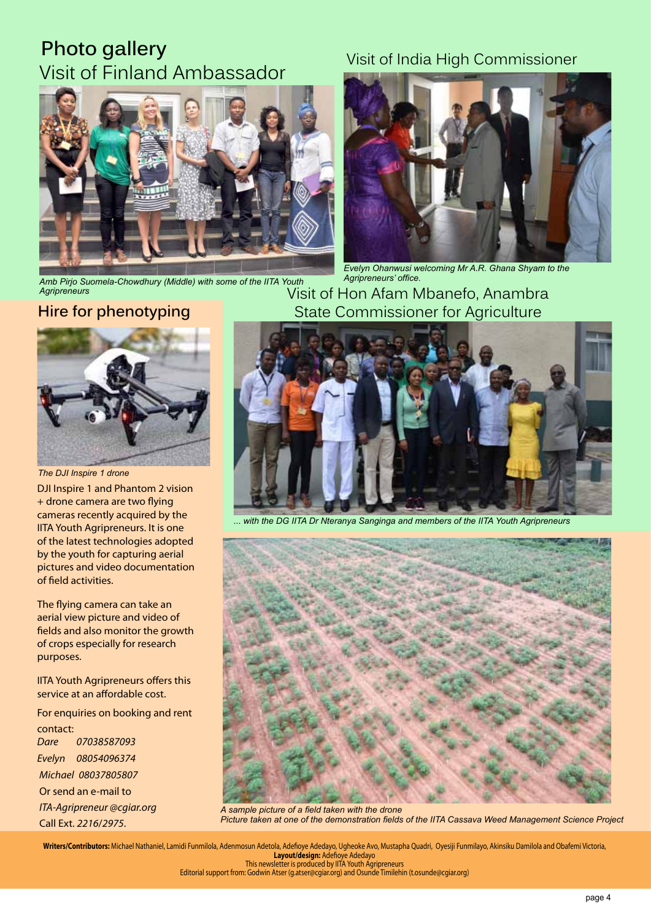# Photo gallery

## Visit of Finland Ambassador

*Amb Pirjo Suomela-Chowdhury (Middle) with some of the IITA Youth Agripreneurs*

## Visit of India High Commissioner

*Evelyn Ohanwusi welcoming Mr A.R. Ghana Shyam to the Agripreneurs' office.*

## Visit of Hon Afam Mbanefo, Anambra State Commissioner for Agriculture

*... with the DG IITA Dr Nteranya Sanginga and members of the IITA Youth Agripreneurs*

## Hire for phenotyping

*The DJI Inspire 1 drone*

DJI Inspire 1 and Phantom 2 vision + drone camera are two flying cameras recently acquired by the IITA Youth Agripreneurs. It is one of the latest technologies adopted by the youth for capturing aerial pictures and video documentation of field activities.

The flying camera can take an aerial view picture and video of fields and also monitor the growth of crops especially for research purposes.

IITA Youth Agripreneurs offers this service at an affordable cost.

For enquiries on booking and rent contact:

*Dare 07038587093*

*Evelyn 08054096374*

*Michael 08037805807*

Or send an e-mail to *ITA-Agripreneur @cgiar.org*

Call Ext. *2216/2975*.

*A sample picture of a field taken with the drone*

*Picture taken at one of the demonstration fields of the IITA Cassava Weed Management Science Project*

**Writers/Contributors:** Michael Nathaniel, Lamidi Funmilola, Adenmosun Adetola, Adefioye Adedayo, Ugheoke Avo, Mustapha Quadri, Oyesiji Funmilayo, Akinsiku Damilola and Obafemi Victoria,

**Layout/design:** Adefioye Adedayo

This newsletter is produced by IITA Youth Agripreneurs

Editorial support from: Godwin Atser (g.atser@cgiar.org) and Osunde Timilehin (t.osunde@cgiar.org)